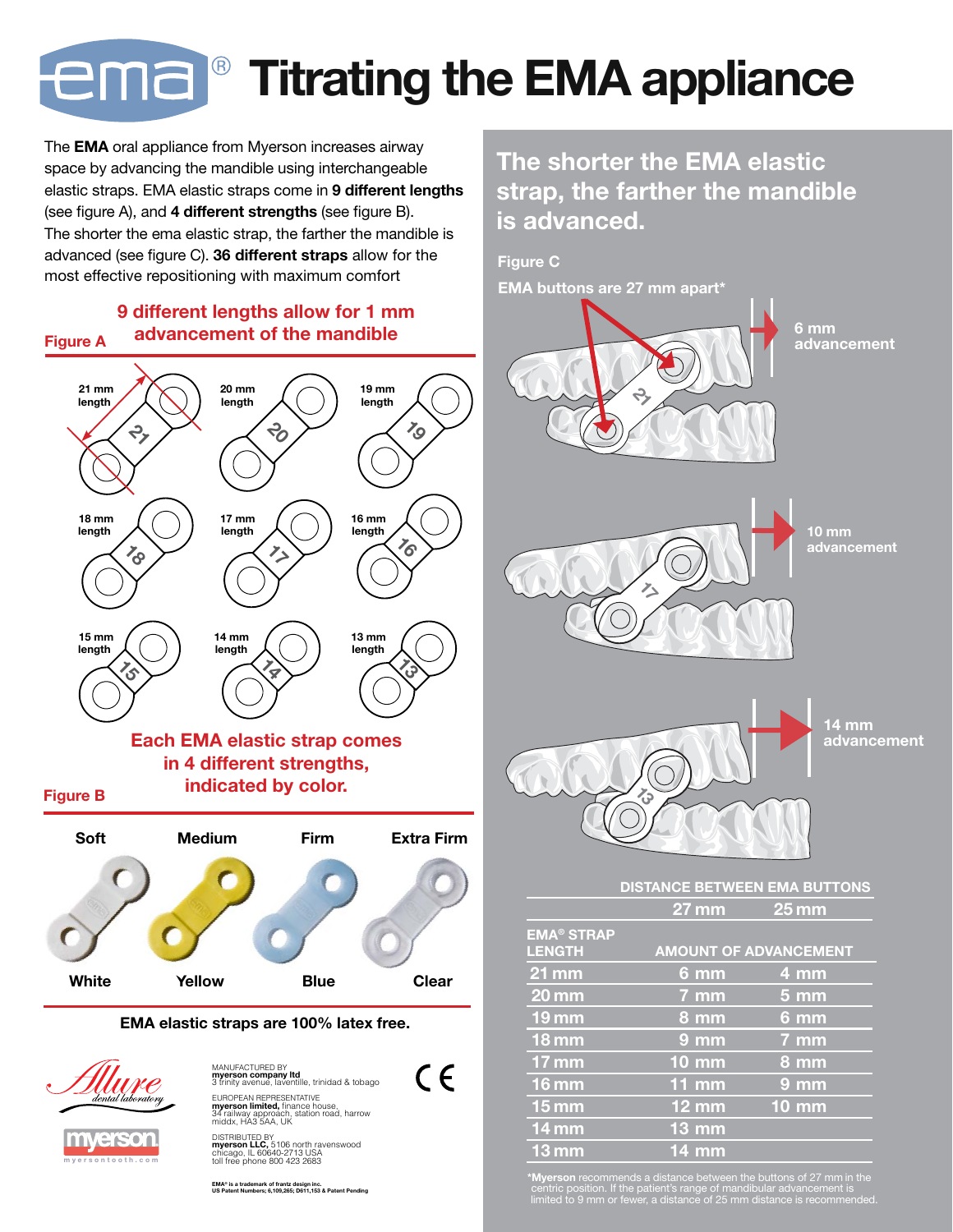# ema® Titrating the EMA appliance

The **EMA** oral appliance from Myerson increases airway space by advancing the mandible using interchangeable elastic straps. EMA elastic straps come in **9 different lengths** (see figure A), and **4 different strengths** (see figure B). The shorter the ema elastic strap, the farther the mandible is advanced (see figure C). **36 different straps** allow for the most effective repositioning with maximum comfort

## Figure A

**9 different lengths allow for 1 mm advancement of the mandible**

21 mm length, 20 mm length, 19 mm length, 18 mm length, 17 mm length, 16 mm length, 15 mm length, 14 mm length, 13 mm length

## Figure B

**Each EMA elastic strap comes in 4 different strengths, indicated by color.**

| Soft | Medium | Firm | Extra Firm |
|---|---|---|---|
| White | Yellow | Blue | Clear |

**EMA elastic straps are 100% latex free.**

## The shorter the EMA elastic strap, the farther the mandible is advanced.

### Figure C

EMA buttons are 27 mm apart*

- 21: 6 mm advancement
- 17: 10 mm advancement
- 13: 14 mm advancement

| EMA® STRAP LENGTH | DISTANCE BETWEEN EMA BUTTONS 27 mm | 25 mm |
|---|---|---|
| | AMOUNT OF ADVANCEMENT | |
| 21 mm | 6 mm | 4 mm |
| 20 mm | 7 mm | 5 mm |
| 19 mm | 8 mm | 6 mm |
| 18 mm | 9 mm | 7 mm |
| 17 mm | 10 mm | 8 mm |
| 16 mm | 11 mm | 9 mm |
| 15 mm | 12 mm | 10 mm |
| 14 mm | 13 mm | |
| 13 mm | 14 mm | |

*Myerson recommends a distance between the buttons of 27 mm in the centric position. If the patient's range of mandibular advancement is limited to 9 mm or fewer, a distance of 25 mm distance is recommended.

Allure dental laboratory

myerson — myersontooth.com

MANUFACTURED BY
**myerson company ltd**
3 trinity avenue, laventille, trinidad & tobago

EUROPEAN REPRESENTATIVE
**myerson limited,** finance house,
34 railway approach, station road, harrow
middx, HA3 5AA, UK

DISTRIBUTED BY
**myerson LLC,** 5106 north ravenswood
chicago, IL 60640-2713 USA
toll free phone 800 423 2683

CE

**EMA® is a trademark of frantz design inc.**
**US Patent Numbers; 6,109,265; D611,153 & Patent Pending**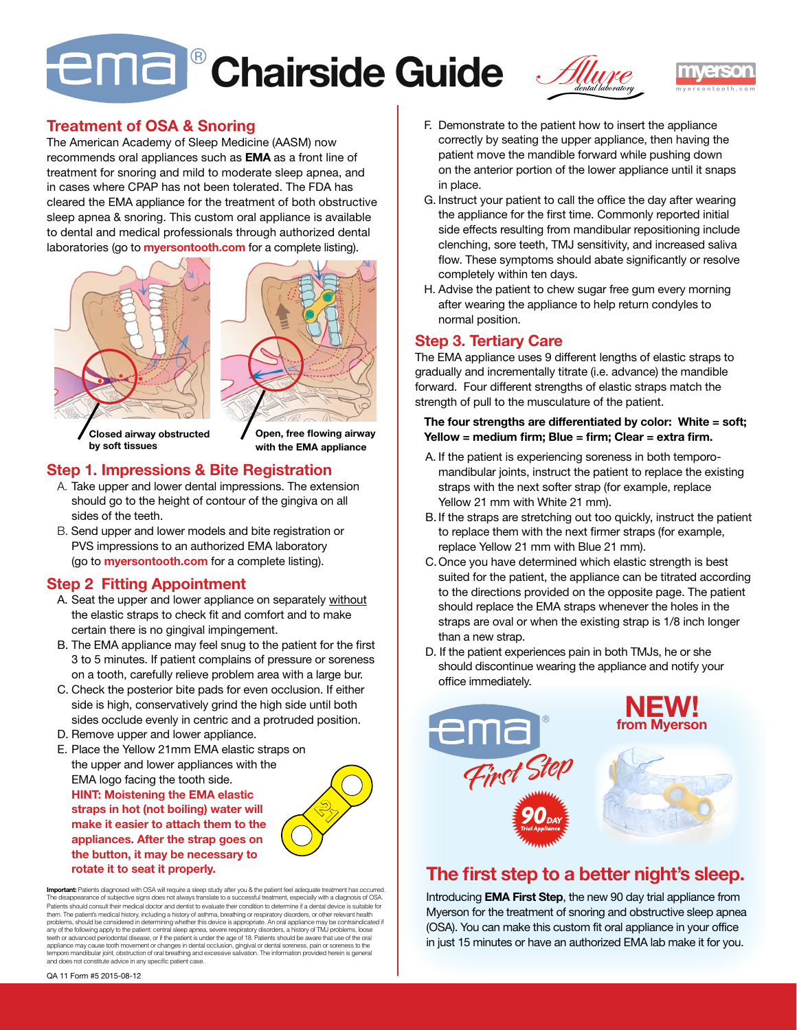# ema® Chairside Guide

## Treatment of OSA & Snoring

The American Academy of Sleep Medicine (AASM) now recommends oral appliances such as **EMA** as a front line of treatment for snoring and mild to moderate sleep apnea, and in cases where CPAP has not been tolerated. The FDA has cleared the EMA appliance for the treatment of both obstructive sleep apnea & snoring. This custom oral appliance is available to dental and medical professionals through authorized dental laboratories (go to **myersontooth.com** for a complete listing).

**Closed airway obstructed by soft tissues**

**Open, free flowing airway with the EMA appliance**

## Step 1. Impressions & Bite Registration

A. Take upper and lower dental impressions. The extension should go to the height of contour of the gingiva on all sides of the teeth.

B. Send upper and lower models and bite registration or PVS impressions to an authorized EMA laboratory (go to **myersontooth.com** for a complete listing).

## Step 2 Fitting Appointment

A. Seat the upper and lower appliance on separately without the elastic straps to check fit and comfort and to make certain there is no gingival impingement.

B. The EMA appliance may feel snug to the patient for the first 3 to 5 minutes. If patient complains of pressure or soreness on a tooth, carefully relieve problem area with a large bur.

C. Check the posterior bite pads for even occlusion. If either side is high, conservatively grind the high side until both sides occlude evenly in centric and a protruded position.

D. Remove upper and lower appliance.

E. Place the Yellow 21mm EMA elastic straps on the upper and lower appliances with the EMA logo facing the tooth side.
**HINT: Moistening the EMA elastic straps in hot (not boiling) water will make it easier to attach them to the appliances. After the strap goes on the button, it may be necessary to rotate it to seat it properly.**

F. Demonstrate to the patient how to insert the appliance correctly by seating the upper appliance, then having the patient move the mandible forward while pushing down on the anterior portion of the lower appliance until it snaps in place.

G. Instruct your patient to call the office the day after wearing the appliance for the first time. Commonly reported initial side effects resulting from mandibular repositioning include clenching, sore teeth, TMJ sensitivity, and increased saliva flow. These symptoms should abate significantly or resolve completely within ten days.

H. Advise the patient to chew sugar free gum every morning after wearing the appliance to help return condyles to normal position.

## Step 3. Tertiary Care

The EMA appliance uses 9 different lengths of elastic straps to gradually and incrementally titrate (i.e. advance) the mandible forward. Four different strengths of elastic straps match the strength of pull to the musculature of the patient.

**The four strengths are differentiated by color: White = soft; Yellow = medium firm; Blue = firm; Clear = extra firm.**

A. If the patient is experiencing soreness in both temporo-mandibular joints, instruct the patient to replace the existing straps with the next softer strap (for example, replace Yellow 21 mm with White 21 mm).

B. If the straps are stretching out too quickly, instruct the patient to replace them with the next firmer straps (for example, replace Yellow 21 mm with Blue 21 mm).

C. Once you have determined which elastic strength is best suited for the patient, the appliance can be titrated according to the directions provided on the opposite page. The patient should replace the EMA straps whenever the holes in the straps are oval or when the existing strap is 1/8 inch longer than a new strap.

D. If the patient experiences pain in both TMJs, he or she should discontinue wearing the appliance and notify your office immediately.

**NEW! from Myerson**

ema® First Step

90 DAY Trial Appliance

## The first step to a better night's sleep.

Introducing **EMA First Step**, the new 90 day trial appliance from Myerson for the treatment of snoring and obstructive sleep apnea (OSA). You can make this custom fit oral appliance in your office in just 15 minutes or have an authorized EMA lab make it for you.

**Important:** Patients diagnosed with OSA will require a sleep study after you & the patient feel adequate treatment has occurred. The disappearance of subjective signs does not always translate to a successful treatment, especially with a diagnosis of OSA. Patients should consult their medical doctor and dentist to evaluate their condition to determine if a dental device is suitable for them. The patient's medical history, including a history of asthma, breathing or respiratory disorders, or other relevant health problems, should be considered in determining whether this device is appropriate. An oral appliance may be contraindicated if any of the following apply to the patient: central sleep apnea, severe respiratory disorders, a history of TMJ problems, loose teeth or advanced periodontal disease, or if the patient is under the age of 18. Patients should be aware that use of the oral appliance may cause tooth movement or changes in dental occlusion, gingival or dental soreness, pain or soreness to the temporo mandibular joint, obstruction of oral breathing and excessive salivation. The information provided herein is general and does not constitute advice in any specific patient case.

QA 11 Form #5 2015-08-12